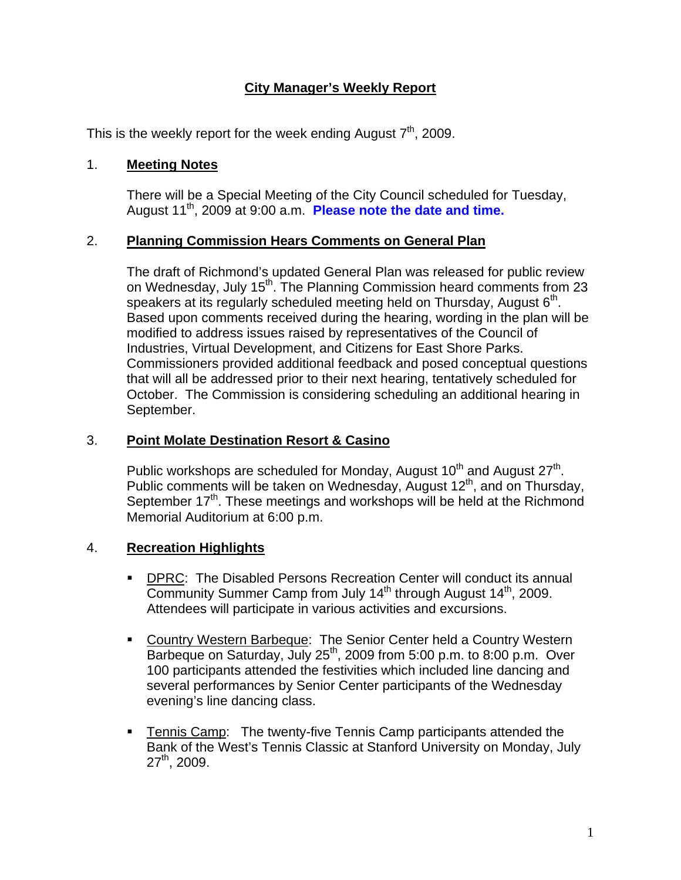# City Manager's Weekly Report

This is the weekly report for the week ending August 7th, 2009.

## 1. Meeting Notes

There will be a Special Meeting of the City Council scheduled for Tuesday, August 11th, 2009 at 9:00 a.m. **Please note the date and time.**

## 2. Planning Commission Hears Comments on General Plan

The draft of Richmond's updated General Plan was released for public review on Wednesday, July 15th. The Planning Commission heard comments from 23 speakers at its regularly scheduled meeting held on Thursday, August 6th. Based upon comments received during the hearing, wording in the plan will be modified to address issues raised by representatives of the Council of Industries, Virtual Development, and Citizens for East Shore Parks. Commissioners provided additional feedback and posed conceptual questions that will all be addressed prior to their next hearing, tentatively scheduled for October. The Commission is considering scheduling an additional hearing in September.

## 3. Point Molate Destination Resort & Casino

Public workshops are scheduled for Monday, August 10th and August 27th. Public comments will be taken on Wednesday, August 12th, and on Thursday, September 17th. These meetings and workshops will be held at the Richmond Memorial Auditorium at 6:00 p.m.

## 4. Recreation Highlights

- DPRC: The Disabled Persons Recreation Center will conduct its annual Community Summer Camp from July 14th through August 14th, 2009. Attendees will participate in various activities and excursions.
- Country Western Barbeque: The Senior Center held a Country Western Barbeque on Saturday, July 25th, 2009 from 5:00 p.m. to 8:00 p.m. Over 100 participants attended the festivities which included line dancing and several performances by Senior Center participants of the Wednesday evening's line dancing class.
- Tennis Camp: The twenty-five Tennis Camp participants attended the Bank of the West's Tennis Classic at Stanford University on Monday, July 27th, 2009.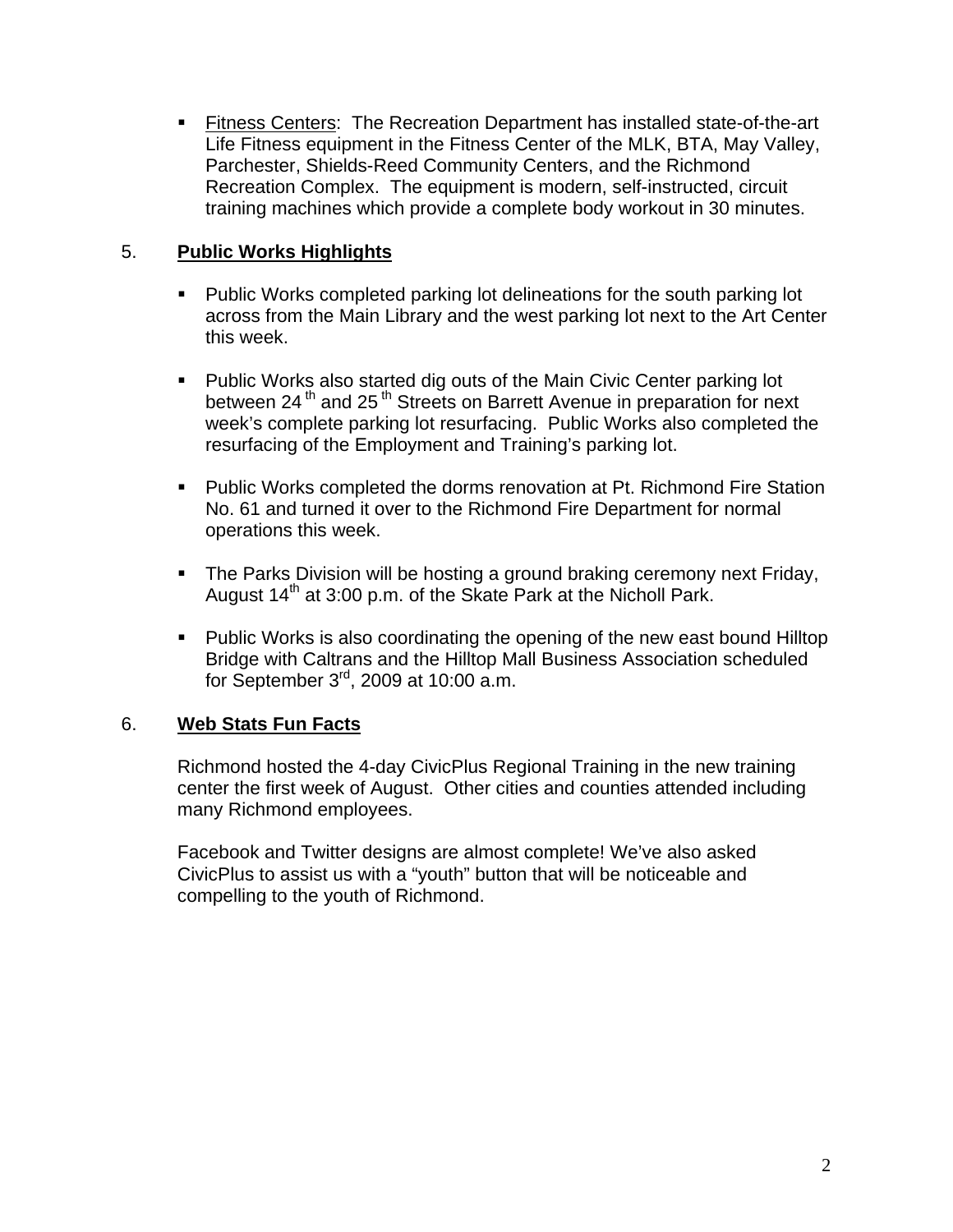- Fitness Centers: The Recreation Department has installed state-of-the-art Life Fitness equipment in the Fitness Center of the MLK, BTA, May Valley, Parchester, Shields-Reed Community Centers, and the Richmond Recreation Complex. The equipment is modern, self-instructed, circuit training machines which provide a complete body workout in 30 minutes.

5. **Public Works Highlights**

- Public Works completed parking lot delineations for the south parking lot across from the Main Library and the west parking lot next to the Art Center this week.

- Public Works also started dig outs of the Main Civic Center parking lot between 24th and 25th Streets on Barrett Avenue in preparation for next week's complete parking lot resurfacing. Public Works also completed the resurfacing of the Employment and Training's parking lot.

- Public Works completed the dorms renovation at Pt. Richmond Fire Station No. 61 and turned it over to the Richmond Fire Department for normal operations this week.

- The Parks Division will be hosting a ground braking ceremony next Friday, August 14th at 3:00 p.m. of the Skate Park at the Nicholl Park.

- Public Works is also coordinating the opening of the new east bound Hilltop Bridge with Caltrans and the Hilltop Mall Business Association scheduled for September 3rd, 2009 at 10:00 a.m.

6. **Web Stats Fun Facts**

Richmond hosted the 4-day CivicPlus Regional Training in the new training center the first week of August. Other cities and counties attended including many Richmond employees.

Facebook and Twitter designs are almost complete! We've also asked CivicPlus to assist us with a "youth" button that will be noticeable and compelling to the youth of Richmond.